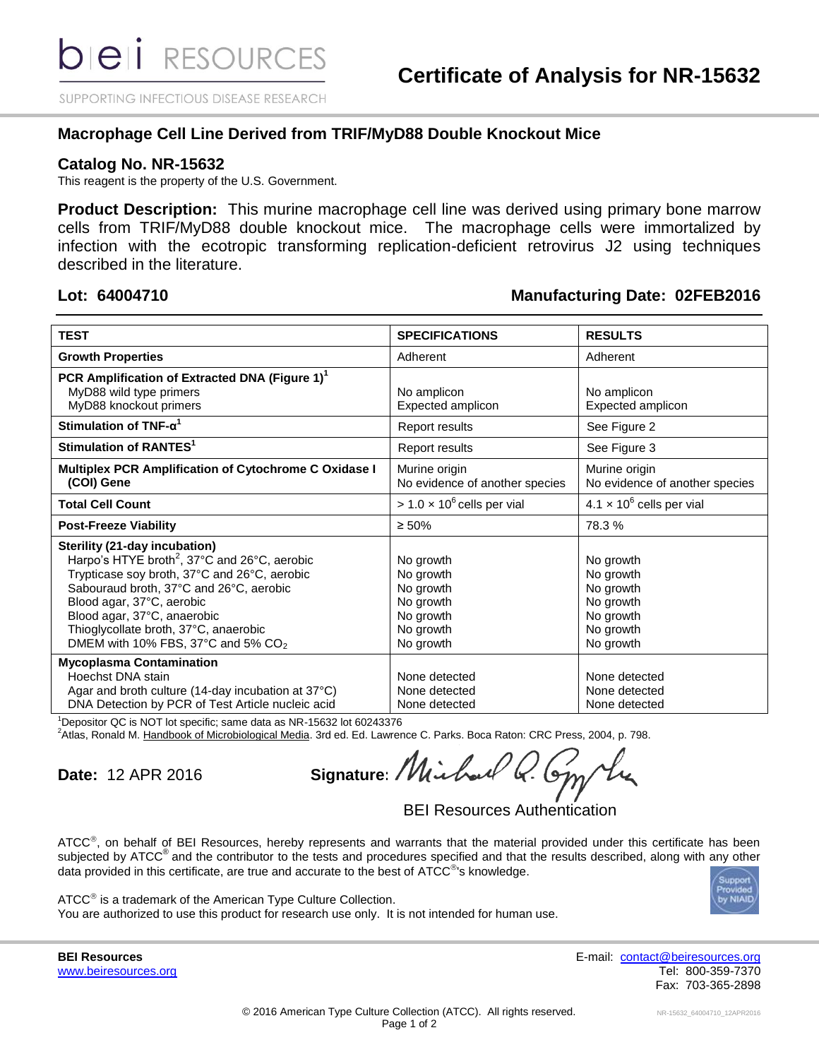# Certificate of Analysis for NR-15632

bei RESOURCES

SUPPORTING INFECTIOUS DISEASE RESEARCH

## Macrophage Cell Line Derived from TRIF/MyD88 Double Knockout Mice

### Catalog No. NR-15632

This reagent is the property of the U.S. Government.

**Product Description:** This murine macrophage cell line was derived using primary bone marrow cells from TRIF/MyD88 double knockout mice. The macrophage cells were immortalized by infection with the ecotropic transforming replication-deficient retrovirus J2 using techniques described in the literature.

**Lot: 64004710** **Manufacturing Date: 02FEB2016**

| TEST | SPECIFICATIONS | RESULTS |
|---|---|---|
| **Growth Properties** | Adherent | Adherent |
| **PCR Amplification of Extracted DNA (Figure 1)**[1]<br>MyD88 wild type primers<br>MyD88 knockout primers | <br>No amplicon<br>Expected amplicon | <br>No amplicon<br>Expected amplicon |
| **Stimulation of TNF-α**[1] | Report results | See Figure 2 |
| **Stimulation of RANTES**[1] | Report results | See Figure 3 |
| **Multiplex PCR Amplification of Cytochrome C Oxidase I (COI) Gene** | Murine origin<br>No evidence of another species | Murine origin<br>No evidence of another species |
| **Total Cell Count** | $> 1.0 \times 10^6$ cells per vial | $4.1 \times 10^6$ cells per vial |
| **Post-Freeze Viability** | ≥ 50% | 78.3 % |
| **Sterility (21-day incubation)**<br>Harpo's HTYE broth[2], 37°C and 26°C, aerobic<br>Trypticase soy broth, 37°C and 26°C, aerobic<br>Sabouraud broth, 37°C and 26°C, aerobic<br>Blood agar, 37°C, aerobic<br>Blood agar, 37°C, anaerobic<br>Thioglycollate broth, 37°C, anaerobic<br>DMEM with 10% FBS, 37°C and 5% $CO_2$ | <br>No growth<br>No growth<br>No growth<br>No growth<br>No growth<br>No growth<br>No growth | <br>No growth<br>No growth<br>No growth<br>No growth<br>No growth<br>No growth<br>No growth |
| **Mycoplasma Contamination**<br>Hoechst DNA stain<br>Agar and broth culture (14-day incubation at 37°C)<br>DNA Detection by PCR of Test Article nucleic acid | <br>None detected<br>None detected<br>None detected | <br>None detected<br>None detected<br>None detected |

[1]Depositor QC is NOT lot specific; same data as NR-15632 lot 60243376
[2]Atlas, Ronald M. Handbook of Microbiological Media. 3rd ed. Ed. Lawrence C. Parks. Boca Raton: CRC Press, 2004, p. 798.

**Date:** 12 APR 2016 **Signature:** Michael Q. Gy...

BEI Resources Authentication

ATCC®, on behalf of BEI Resources, hereby represents and warrants that the material provided under this certificate has been subjected by ATCC® and the contributor to the tests and procedures specified and that the results described, along with any other data provided in this certificate, are true and accurate to the best of ATCC®'s knowledge.

Support Provided by NIAID

ATCC® is a trademark of the American Type Culture Collection.
You are authorized to use this product for research use only. It is not intended for human use.

**BEI Resources**
www.beiresources.org

E-mail: contact@beiresources.org
Tel: 800-359-7370
Fax: 703-365-2898

© 2016 American Type Culture Collection (ATCC). All rights reserved.

NR-15632_64004710_12APR2016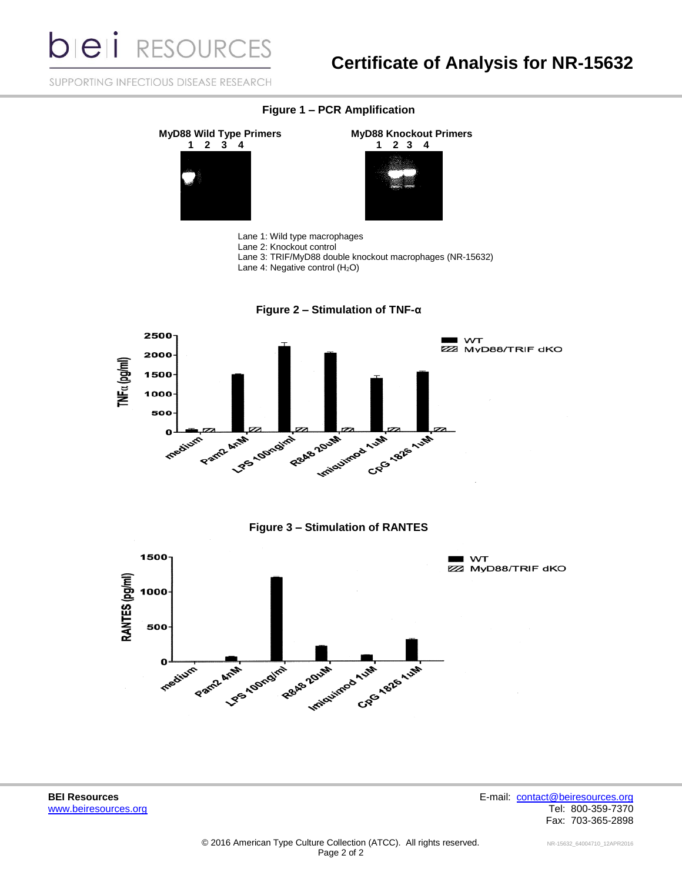# Certificate of Analysis for NR-15632

### Figure 1 – PCR Amplification

MyD88 Wild Type Primers
1 2 3 4

MyD88 Knockout Primers
1 2 3 4

Lane 1: Wild type macrophages
Lane 2: Knockout control
Lane 3: TRIF/MyD88 double knockout macrophages (NR-15632)
Lane 4: Negative control ($H_2O$)

### Figure 2 – Stimulation of TNF-α

TNFα (pg/ml)
2500
2000
1500
1000
500
0
WT
MyD88/TRIF dKO
medium
Pam2 4nM
LPS 100ng/ml
R848 20uM
Imiquimod 1uM
CpG 1826 1uM

### Figure 3 – Stimulation of RANTES

RANTES (pg/ml)
1500
1000
500
0
WT
MyD88/TRIF dKO
medium
Pam2 4nM
LPS 100ng/ml
R848 20uM
Imiquimod 1uM
CpG 1826 1uM

**BEI Resources**
www.beiresources.org

E-mail: contact@beiresources.org
Tel: 800-359-7370
Fax: 703-365-2898

© 2016 American Type Culture Collection (ATCC). All rights reserved.

NR-15632_64004710_12APR2016